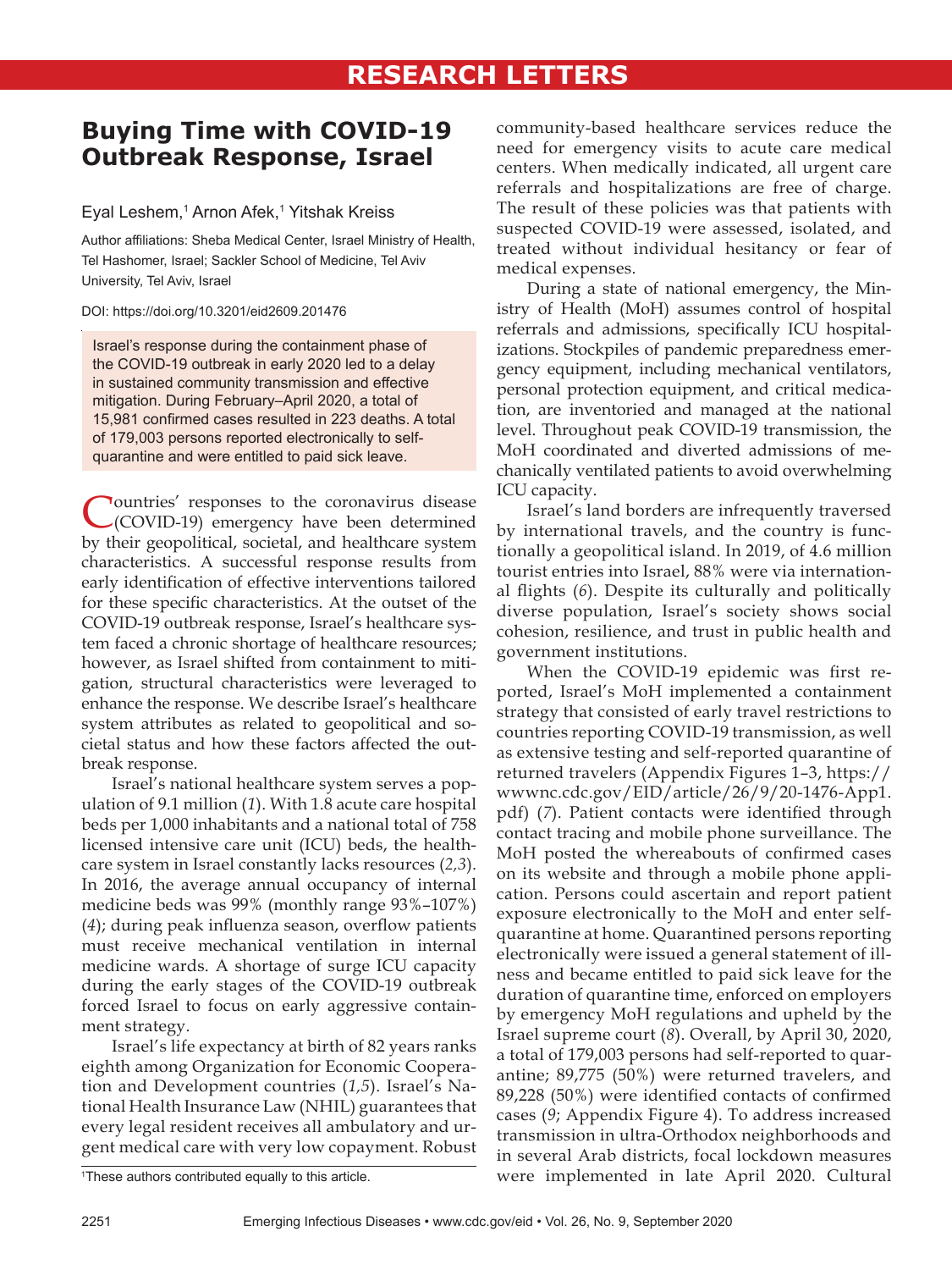RESEARCH LETTERS

# Buying Time with COVID-19 Outbreak Response, Israel

Eyal Leshem,[1] Arnon Afek,[1] Yitshak Kreiss

Author affiliations: Sheba Medical Center, Israel Ministry of Health, Tel Hashomer, Israel; Sackler School of Medicine, Tel Aviv University, Tel Aviv, Israel

DOI: https://doi.org/10.3201/eid2609.201476

Israel's response during the containment phase of the COVID-19 outbreak in early 2020 led to a delay in sustained community transmission and effective mitigation. During February–April 2020, a total of 15,981 confirmed cases resulted in 223 deaths. A total of 179,003 persons reported electronically to self-quarantine and were entitled to paid sick leave.

Countries' responses to the coronavirus disease (COVID-19) emergency have been determined by their geopolitical, societal, and healthcare system characteristics. A successful response results from early identification of effective interventions tailored for these specific characteristics. At the outset of the COVID-19 outbreak response, Israel's healthcare system faced a chronic shortage of healthcare resources; however, as Israel shifted from containment to mitigation, structural characteristics were leveraged to enhance the response. We describe Israel's healthcare system attributes as related to geopolitical and societal status and how these factors affected the outbreak response.

Israel's national healthcare system serves a population of 9.1 million (*1*). With 1.8 acute care hospital beds per 1,000 inhabitants and a national total of 758 licensed intensive care unit (ICU) beds, the healthcare system in Israel constantly lacks resources (*2,3*). In 2016, the average annual occupancy of internal medicine beds was 99% (monthly range 93%–107%) (*4*); during peak influenza season, overflow patients must receive mechanical ventilation in internal medicine wards. A shortage of surge ICU capacity during the early stages of the COVID-19 outbreak forced Israel to focus on early aggressive containment strategy.

Israel's life expectancy at birth of 82 years ranks eighth among Organization for Economic Cooperation and Development countries (*1,5*). Israel's National Health Insurance Law (NHIL) guarantees that every legal resident receives all ambulatory and urgent medical care with very low copayment. Robust community-based healthcare services reduce the need for emergency visits to acute care medical centers. When medically indicated, all urgent care referrals and hospitalizations are free of charge. The result of these policies was that patients with suspected COVID-19 were assessed, isolated, and treated without individual hesitancy or fear of medical expenses.

During a state of national emergency, the Ministry of Health (MoH) assumes control of hospital referrals and admissions, specifically ICU hospitalizations. Stockpiles of pandemic preparedness emergency equipment, including mechanical ventilators, personal protection equipment, and critical medication, are inventoried and managed at the national level. Throughout peak COVID-19 transmission, the MoH coordinated and diverted admissions of mechanically ventilated patients to avoid overwhelming ICU capacity.

Israel's land borders are infrequently traversed by international travels, and the country is functionally a geopolitical island. In 2019, of 4.6 million tourist entries into Israel, 88% were via international flights (*6*). Despite its culturally and politically diverse population, Israel's society shows social cohesion, resilience, and trust in public health and government institutions.

When the COVID-19 epidemic was first reported, Israel's MoH implemented a containment strategy that consisted of early travel restrictions to countries reporting COVID-19 transmission, as well as extensive testing and self-reported quarantine of returned travelers (Appendix Figures 1–3, https://wwwnc.cdc.gov/EID/article/26/9/20-1476-App1.pdf) (*7*). Patient contacts were identified through contact tracing and mobile phone surveillance. The MoH posted the whereabouts of confirmed cases on its website and through a mobile phone application. Persons could ascertain and report patient exposure electronically to the MoH and enter self-quarantine at home. Quarantined persons reporting electronically were issued a general statement of illness and became entitled to paid sick leave for the duration of quarantine time, enforced on employers by emergency MoH regulations and upheld by the Israel supreme court (*8*). Overall, by April 30, 2020, a total of 179,003 persons had self-reported to quarantine; 89,775 (50%) were returned travelers, and 89,228 (50%) were identified contacts of confirmed cases (*9*; Appendix Figure 4). To address increased transmission in ultra-Orthodox neighborhoods and in several Arab districts, focal lockdown measures were implemented in late April 2020. Cultural

[1]These authors contributed equally to this article.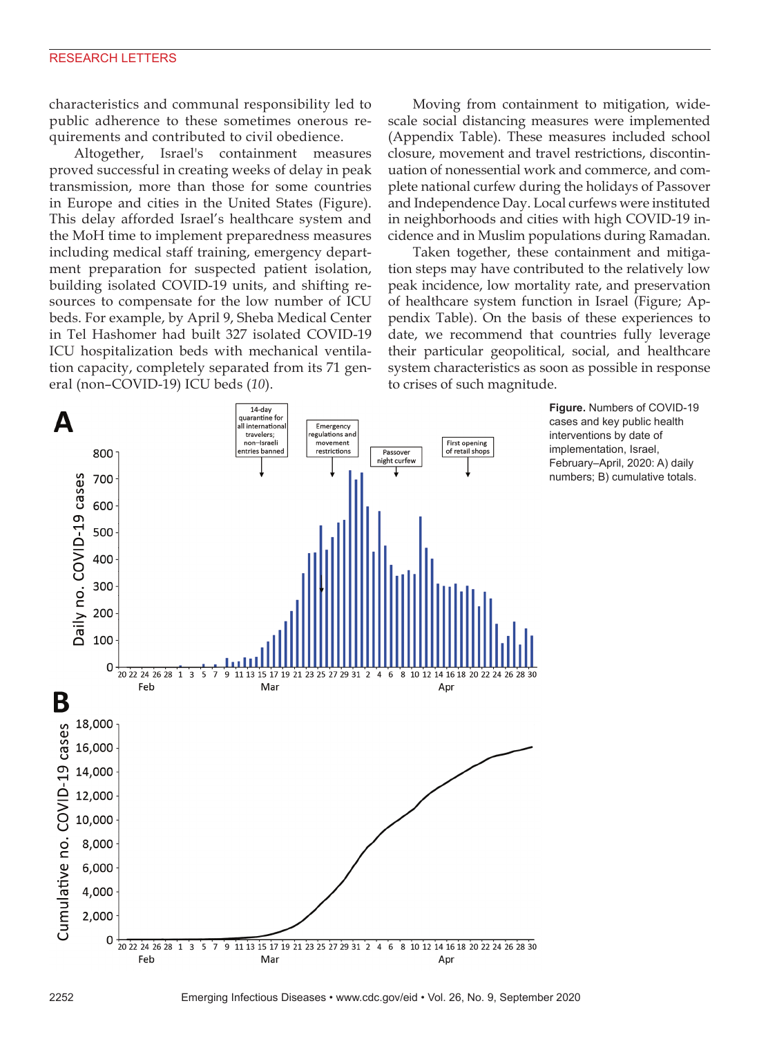characteristics and communal responsibility led to public adherence to these sometimes onerous requirements and contributed to civil obedience.

Altogether, Israel's containment measures proved successful in creating weeks of delay in peak transmission, more than those for some countries in Europe and cities in the United States (Figure). This delay afforded Israel's healthcare system and the MoH time to implement preparedness measures including medical staff training, emergency department preparation for suspected patient isolation, building isolated COVID-19 units, and shifting resources to compensate for the low number of ICU beds. For example, by April 9, Sheba Medical Center in Tel Hashomer had built 327 isolated COVID-19 ICU hospitalization beds with mechanical ventilation capacity, completely separated from its 71 general (non–COVID-19) ICU beds (*10*).

Moving from containment to mitigation, widescale social distancing measures were implemented (Appendix Table). These measures included school closure, movement and travel restrictions, discontinuation of nonessential work and commerce, and complete national curfew during the holidays of Passover and Independence Day. Local curfews were instituted in neighborhoods and cities with high COVID-19 incidence and in Muslim populations during Ramadan.

Taken together, these containment and mitigation steps may have contributed to the relatively low peak incidence, low mortality rate, and preservation of healthcare system function in Israel (Figure; Appendix Table). On the basis of these experiences to date, we recommend that countries fully leverage their particular geopolitical, social, and healthcare system characteristics as soon as possible in response to crises of such magnitude.

**Figure.** Numbers of COVID-19 cases and key public health interventions by date of implementation, Israel, February–April, 2020: A) daily numbers; B) cumulative totals.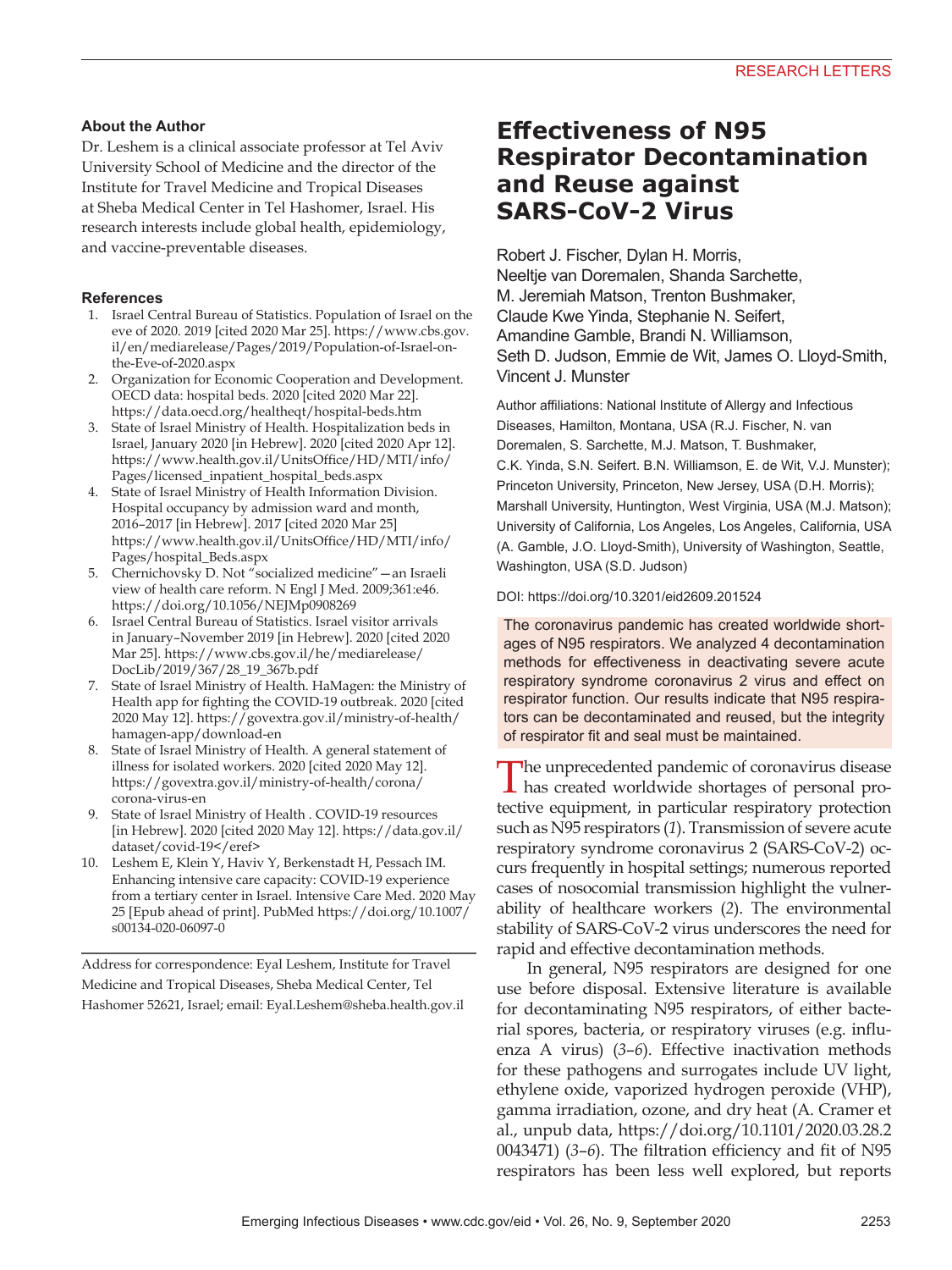### About the Author

Dr. Leshem is a clinical associate professor at Tel Aviv University School of Medicine and the director of the Institute for Travel Medicine and Tropical Diseases at Sheba Medical Center in Tel Hashomer, Israel. His research interests include global health, epidemiology, and vaccine-preventable diseases.

### References

1. Israel Central Bureau of Statistics. Population of Israel on the eve of 2020. 2019 [cited 2020 Mar 25]. https://www.cbs.gov.il/en/mediarelease/Pages/2019/Population-of-Israel-on-the-Eve-of-2020.aspx
2. Organization for Economic Cooperation and Development. OECD data: hospital beds. 2020 [cited 2020 Mar 22]. https://data.oecd.org/healtheqt/hospital-beds.htm
3. State of Israel Ministry of Health. Hospitalization beds in Israel, January 2020 [in Hebrew]. 2020 [cited 2020 Apr 12]. https://www.health.gov.il/UnitsOffice/HD/MTI/info/Pages/licensed_inpatient_hospital_beds.aspx
4. State of Israel Ministry of Health Information Division. Hospital occupancy by admission ward and month, 2016–2017 [in Hebrew]. 2017 [cited 2020 Mar 25] https://www.health.gov.il/UnitsOffice/HD/MTI/info/Pages/hospital_Beds.aspx
5. Chernichovsky D. Not "socialized medicine"—an Israeli view of health care reform. N Engl J Med. 2009;361:e46. https://doi.org/10.1056/NEJMp0908269
6. Israel Central Bureau of Statistics. Israel visitor arrivals in January–November 2019 [in Hebrew]. 2020 [cited 2020 Mar 25]. https://www.cbs.gov.il/he/mediarelease/DocLib/2019/367/28_19_367b.pdf
7. State of Israel Ministry of Health. HaMagen: the Ministry of Health app for fighting the COVID-19 outbreak. 2020 [cited 2020 May 12]. https://govextra.gov.il/ministry-of-health/hamagen-app/download-en
8. State of Israel Ministry of Health. A general statement of illness for isolated workers. 2020 [cited 2020 May 12]. https://govextra.gov.il/ministry-of-health/corona/corona-virus-en
9. State of Israel Ministry of Health . COVID-19 resources [in Hebrew]. 2020 [cited 2020 May 12]. https://data.gov.il/dataset/covid-19</eref>
10. Leshem E, Klein Y, Haviv Y, Berkenstadt H, Pessach IM. Enhancing intensive care capacity: COVID-19 experience from a tertiary center in Israel. Intensive Care Med. 2020 May 25 [Epub ahead of print]. PubMed https://doi.org/10.1007/s00134-020-06097-0

Address for correspondence: Eyal Leshem, Institute for Travel Medicine and Tropical Diseases, Sheba Medical Center, Tel Hashomer 52621, Israel; email: Eyal.Leshem@sheba.health.gov.il

# Effectiveness of N95 Respirator Decontamination and Reuse against SARS-CoV-2 Virus

Robert J. Fischer, Dylan H. Morris, Neeltje van Doremalen, Shanda Sarchette, M. Jeremiah Matson, Trenton Bushmaker, Claude Kwe Yinda, Stephanie N. Seifert, Amandine Gamble, Brandi N. Williamson, Seth D. Judson, Emmie de Wit, James O. Lloyd-Smith, Vincent J. Munster

Author affiliations: National Institute of Allergy and Infectious Diseases, Hamilton, Montana, USA (R.J. Fischer, N. van Doremalen, S. Sarchette, M.J. Matson, T. Bushmaker, C.K. Yinda, S.N. Seifert. B.N. Williamson, E. de Wit, V.J. Munster); Princeton University, Princeton, New Jersey, USA (D.H. Morris); Marshall University, Huntington, West Virginia, USA (M.J. Matson); University of California, Los Angeles, Los Angeles, California, USA (A. Gamble, J.O. Lloyd-Smith), University of Washington, Seattle, Washington, USA (S.D. Judson)

DOI: https://doi.org/10.3201/eid2609.201524

The coronavirus pandemic has created worldwide shortages of N95 respirators. We analyzed 4 decontamination methods for effectiveness in deactivating severe acute respiratory syndrome coronavirus 2 virus and effect on respirator function. Our results indicate that N95 respirators can be decontaminated and reused, but the integrity of respirator fit and seal must be maintained.

The unprecedented pandemic of coronavirus disease has created worldwide shortages of personal protective equipment, in particular respiratory protection such as N95 respirators (*1*). Transmission of severe acute respiratory syndrome coronavirus 2 (SARS-CoV-2) occurs frequently in hospital settings; numerous reported cases of nosocomial transmission highlight the vulnerability of healthcare workers (*2*). The environmental stability of SARS-CoV-2 virus underscores the need for rapid and effective decontamination methods.

In general, N95 respirators are designed for one use before disposal. Extensive literature is available for decontaminating N95 respirators, of either bacterial spores, bacteria, or respiratory viruses (e.g. influenza A virus) (*3*–*6*). Effective inactivation methods for these pathogens and surrogates include UV light, ethylene oxide, vaporized hydrogen peroxide (VHP), gamma irradiation, ozone, and dry heat (A. Cramer et al., unpub data, https://doi.org/10.1101/2020.03.28.20043471) (*3*–*6*). The filtration efficiency and fit of N95 respirators has been less well explored, but reports